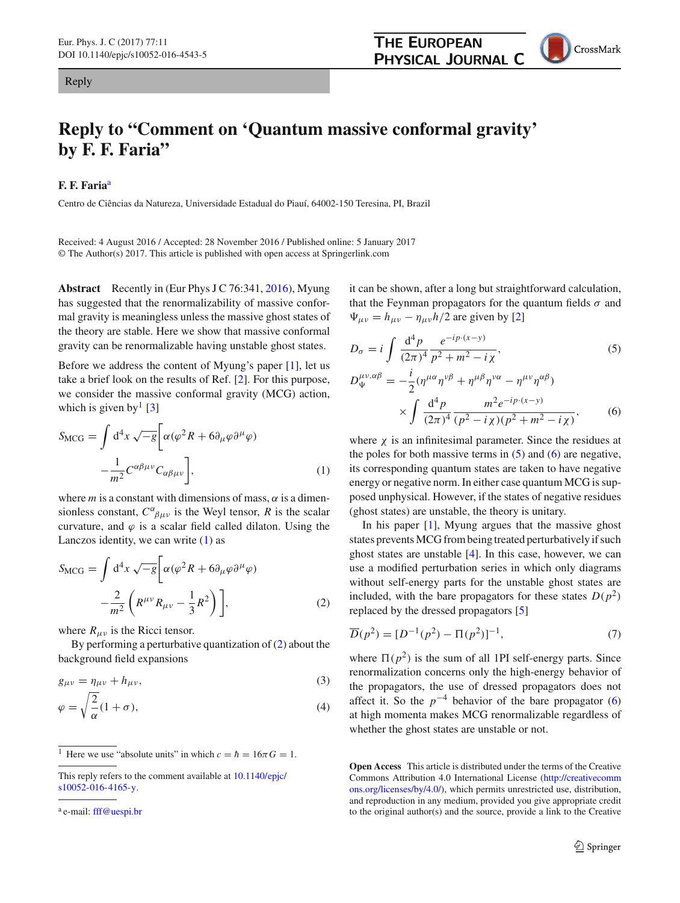Reply

# Reply to "Comment on 'Quantum massive conformal gravity' by F. F. Faria"

**F. F. Faria**[a]

Centro de Ciências da Natureza, Universidade Estadual do Piauí, 64002-150 Teresina, PI, Brazil

Received: 4 August 2016 / Accepted: 28 November 2016 / Published online: 5 January 2017
© The Author(s) 2017. This article is published with open access at Springerlink.com

**Abstract** Recently in (Eur Phys J C 76:341, 2016), Myung has suggested that the renormalizability of massive conformal gravity is meaningless unless the massive ghost states of the theory are stable. Here we show that massive conformal gravity can be renormalizable having unstable ghost states.

Before we address the content of Myung's paper [1], let us take a brief look on the results of Ref. [2]. For this purpose, we consider the massive conformal gravity (MCG) action, which is given by[1] [3]

$$S_{\mathrm{MCG}} = \int d^4x \sqrt{-g}\Big[\alpha(\varphi^2 R + 6\partial_\mu\varphi\partial^\mu\varphi) - \frac{1}{m^2}C^{\alpha\beta\mu\nu}C_{\alpha\beta\mu\nu}\Big], \tag{1}$$

where $m$ is a constant with dimensions of mass, $\alpha$ is a dimensionless constant, $C^{\alpha}{}_{\beta\mu\nu}$ is the Weyl tensor, $R$ is the scalar curvature, and $\varphi$ is a scalar field called dilaton. Using the Lanczos identity, we can write (1) as

$$S_{\mathrm{MCG}} = \int d^4x \sqrt{-g}\Big[\alpha(\varphi^2 R + 6\partial_\mu\varphi\partial^\mu\varphi) - \frac{2}{m^2}\left(R^{\mu\nu}R_{\mu\nu} - \frac{1}{3}R^2\right)\Big], \tag{2}$$

where $R_{\mu\nu}$ is the Ricci tensor.

By performing a perturbative quantization of (2) about the background field expansions

$$g_{\mu\nu} = \eta_{\mu\nu} + h_{\mu\nu}, \tag{3}$$

$$\varphi = \sqrt{\frac{2}{\alpha}}(1+\sigma), \tag{4}$$

it can be shown, after a long but straightforward calculation, that the Feynman propagators for the quantum fields $\sigma$ and $\Psi_{\mu\nu} = h_{\mu\nu} - \eta_{\mu\nu}h/2$ are given by [2]

$$D_\sigma = i\int \frac{d^4p}{(2\pi)^4}\frac{e^{-ip\cdot(x-y)}}{p^2+m^2-i\chi}, \tag{5}$$

$$D_\Psi^{\mu\nu,\alpha\beta} = -\frac{i}{2}(\eta^{\mu\alpha}\eta^{\nu\beta} + \eta^{\mu\beta}\eta^{\nu\alpha} - \eta^{\mu\nu}\eta^{\alpha\beta}) \times \int\frac{d^4p}{(2\pi)^4}\frac{m^2 e^{-ip\cdot(x-y)}}{(p^2-i\chi)(p^2+m^2-i\chi)}, \tag{6}$$

where $\chi$ is an infinitesimal parameter. Since the residues at the poles for both massive terms in (5) and (6) are negative, its corresponding quantum states are taken to have negative energy or negative norm. In either case quantum MCG is supposed unphysical. However, if the states of negative residues (ghost states) are unstable, the theory is unitary.

In his paper [1], Myung argues that the massive ghost states prevents MCG from being treated perturbatively if such ghost states are unstable [4]. In this case, however, we can use a modified perturbation series in which only diagrams without self-energy parts for the unstable ghost states are included, with the bare propagators for these states $D(p^2)$ replaced by the dressed propagators [5]

$$\overline{D}(p^2) = [D^{-1}(p^2) - \Pi(p^2)]^{-1}, \tag{7}$$

where $\Pi(p^2)$ is the sum of all 1PI self-energy parts. Since renormalization concerns only the high-energy behavior of the propagators, the use of dressed propagators does not affect it. So the $p^{-4}$ behavior of the bare propagator (6) at high momenta makes MCG renormalizable regardless of whether the ghost states are unstable or not.

[1] Here we use "absolute units" in which $c = \hbar = 16\pi G = 1$.

This reply refers to the comment available at 10.1140/epjc/s10052-016-4165-y.

[a] e-mail: fff@uespi.br

**Open Access** This article is distributed under the terms of the Creative Commons Attribution 4.0 International License (http://creativecommons.org/licenses/by/4.0/), which permits unrestricted use, distribution, and reproduction in any medium, provided you give appropriate credit to the original author(s) and the source, provide a link to the Creative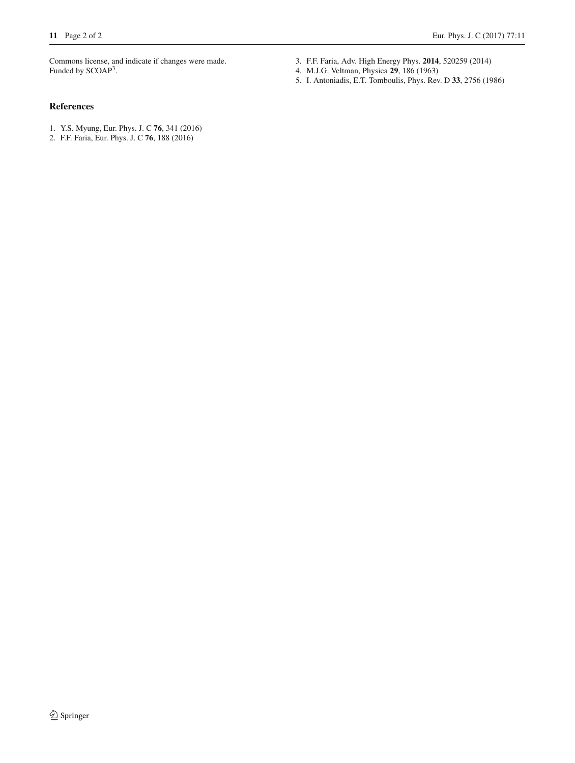Commons license, and indicate if changes were made.
Funded by SCOAP$^3$.

## References

1. Y.S. Myung, Eur. Phys. J. C **76**, 341 (2016)
2. F.F. Faria, Eur. Phys. J. C **76**, 188 (2016)
3. F.F. Faria, Adv. High Energy Phys. **2014**, 520259 (2014)
4. M.J.G. Veltman, Physica **29**, 186 (1963)
5. I. Antoniadis, E.T. Tomboulis, Phys. Rev. D **33**, 2756 (1986)